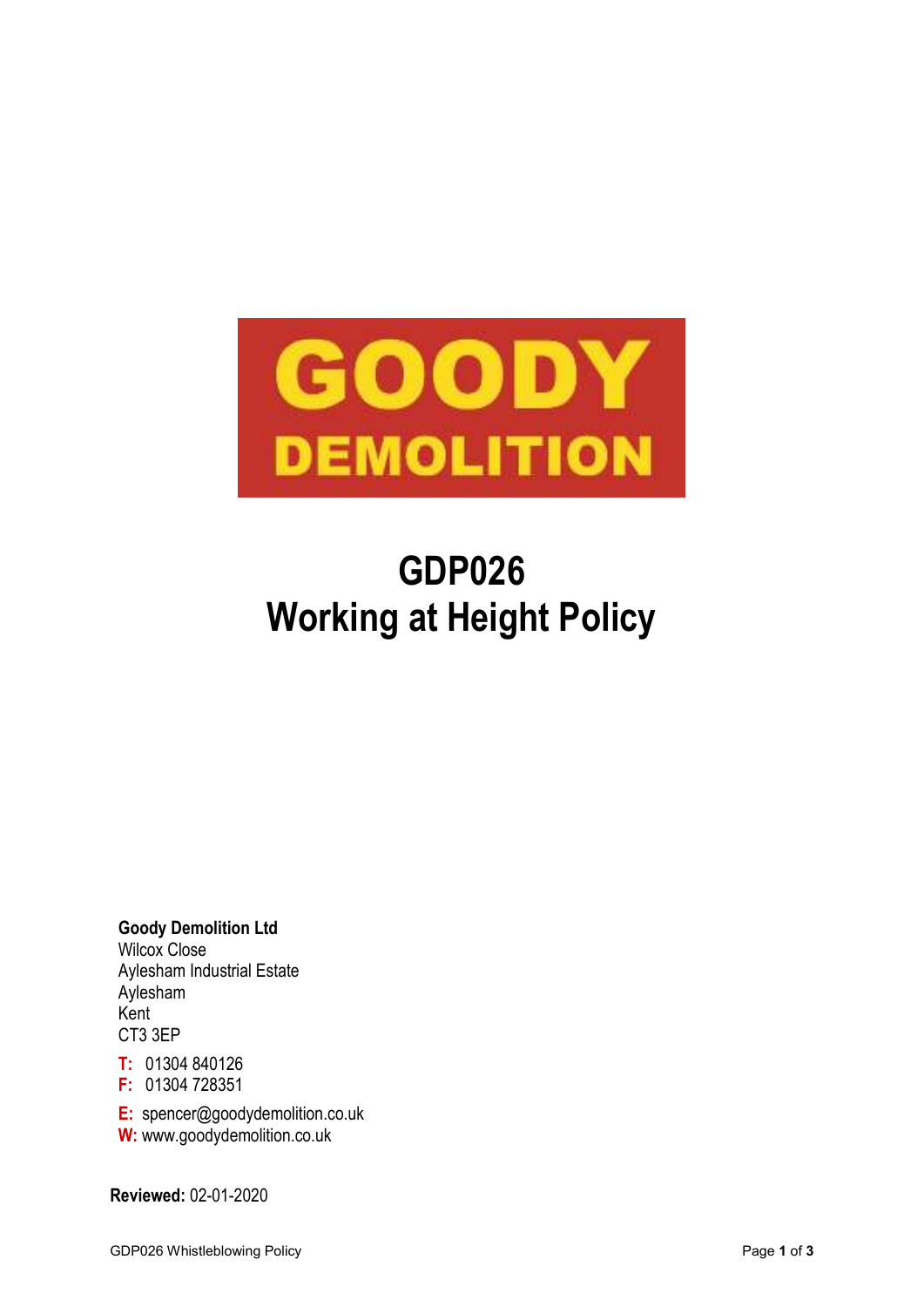GOODY
DEMOLITION

# GDP026
# Working at Height Policy

**Goody Demolition Ltd**
Wilcox Close
Aylesham Industrial Estate
Aylesham
Kent
CT3 3EP

**T:** 01304 840126
**F:** 01304 728351

**E:** spencer@goodydemolition.co.uk
**W:** www.goodydemolition.co.uk

**Reviewed:** 02-01-2020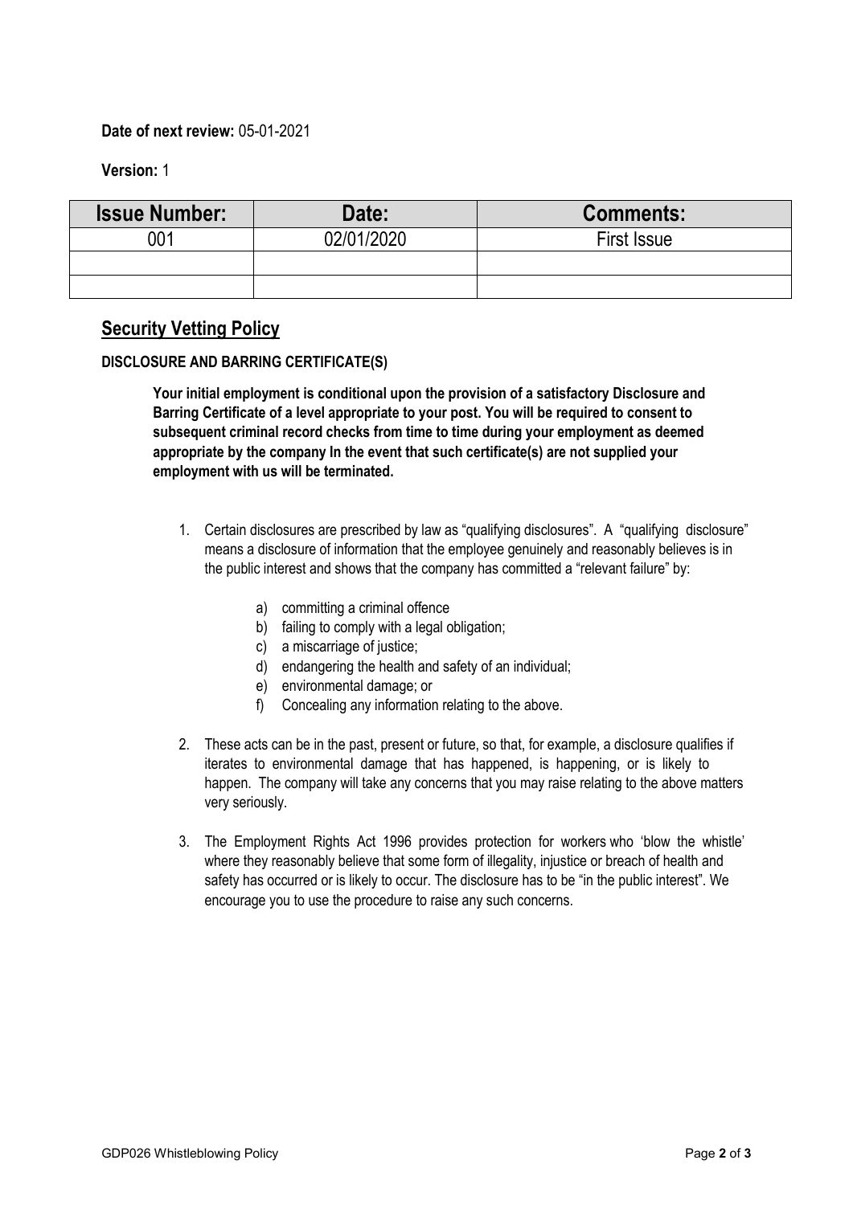**Date of next review:** 05-01-2021

**Version:** 1

| Issue Number: | Date: | Comments: |
|---|---|---|
| 001 | 02/01/2020 | First Issue |
| | | |
| | | |

## Security Vetting Policy

**DISCLOSURE AND BARRING CERTIFICATE(S)**

**Your initial employment is conditional upon the provision of a satisfactory Disclosure and Barring Certificate of a level appropriate to your post. You will be required to consent to subsequent criminal record checks from time to time during your employment as deemed appropriate by the company In the event that such certificate(s) are not supplied your employment with us will be terminated.**

1. Certain disclosures are prescribed by law as "qualifying disclosures". A "qualifying disclosure" means a disclosure of information that the employee genuinely and reasonably believes is in the public interest and shows that the company has committed a "relevant failure" by:

    a) committing a criminal offence
    b) failing to comply with a legal obligation;
    c) a miscarriage of justice;
    d) endangering the health and safety of an individual;
    e) environmental damage; or
    f) Concealing any information relating to the above.

2. These acts can be in the past, present or future, so that, for example, a disclosure qualifies if iterates to environmental damage that has happened, is happening, or is likely to happen. The company will take any concerns that you may raise relating to the above matters very seriously.

3. The Employment Rights Act 1996 provides protection for workers who 'blow the whistle' where they reasonably believe that some form of illegality, injustice or breach of health and safety has occurred or is likely to occur. The disclosure has to be "in the public interest". We encourage you to use the procedure to raise any such concerns.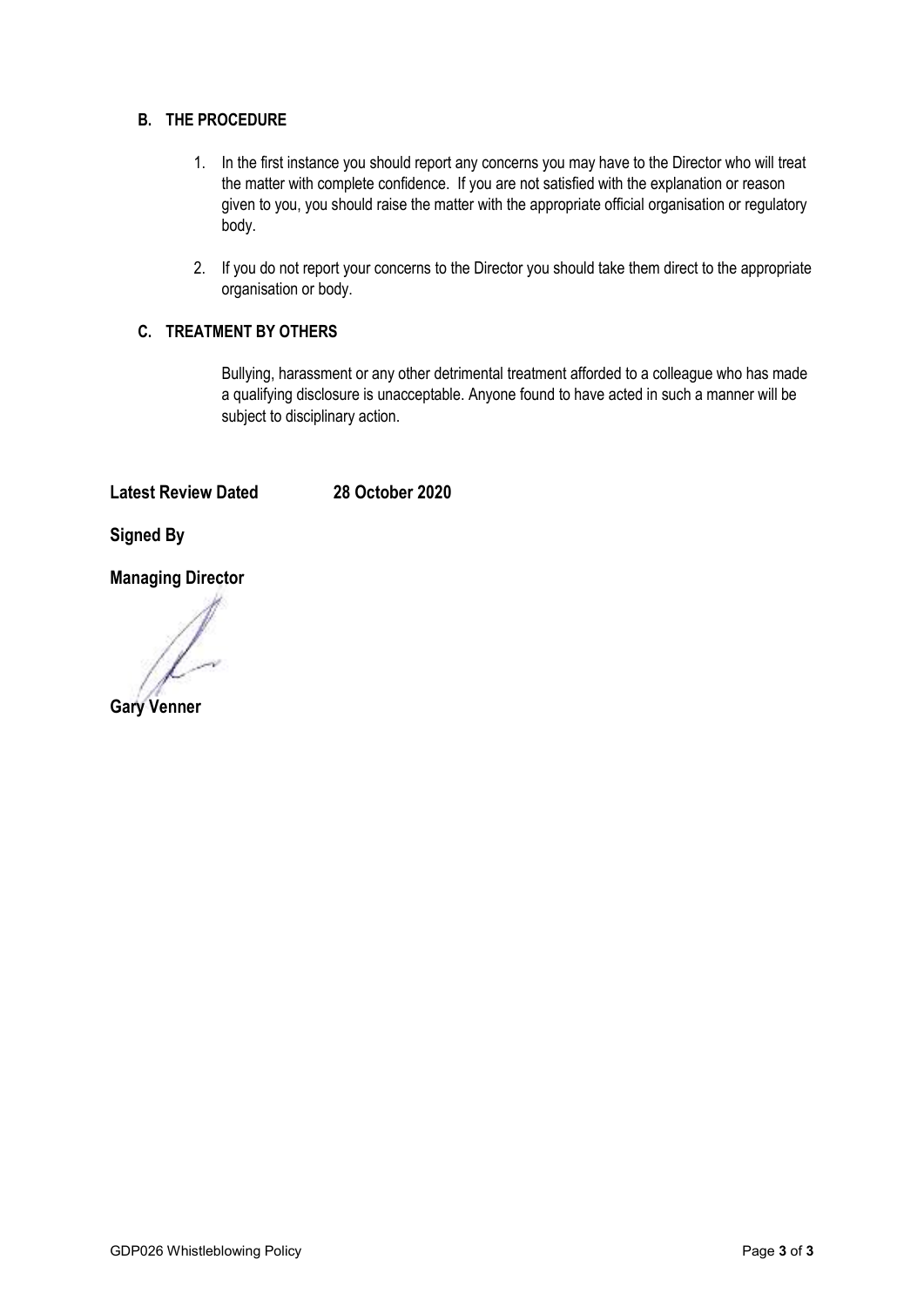## B. THE PROCEDURE

1. In the first instance you should report any concerns you may have to the Director who will treat the matter with complete confidence. If you are not satisfied with the explanation or reason given to you, you should raise the matter with the appropriate official organisation or regulatory body.

2. If you do not report your concerns to the Director you should take them direct to the appropriate organisation or body.

## C. TREATMENT BY OTHERS

Bullying, harassment or any other detrimental treatment afforded to a colleague who has made a qualifying disclosure is unacceptable. Anyone found to have acted in such a manner will be subject to disciplinary action.

**Latest Review Dated** **28 October 2020**

**Signed By**

**Managing Director**

**Gary Venner**